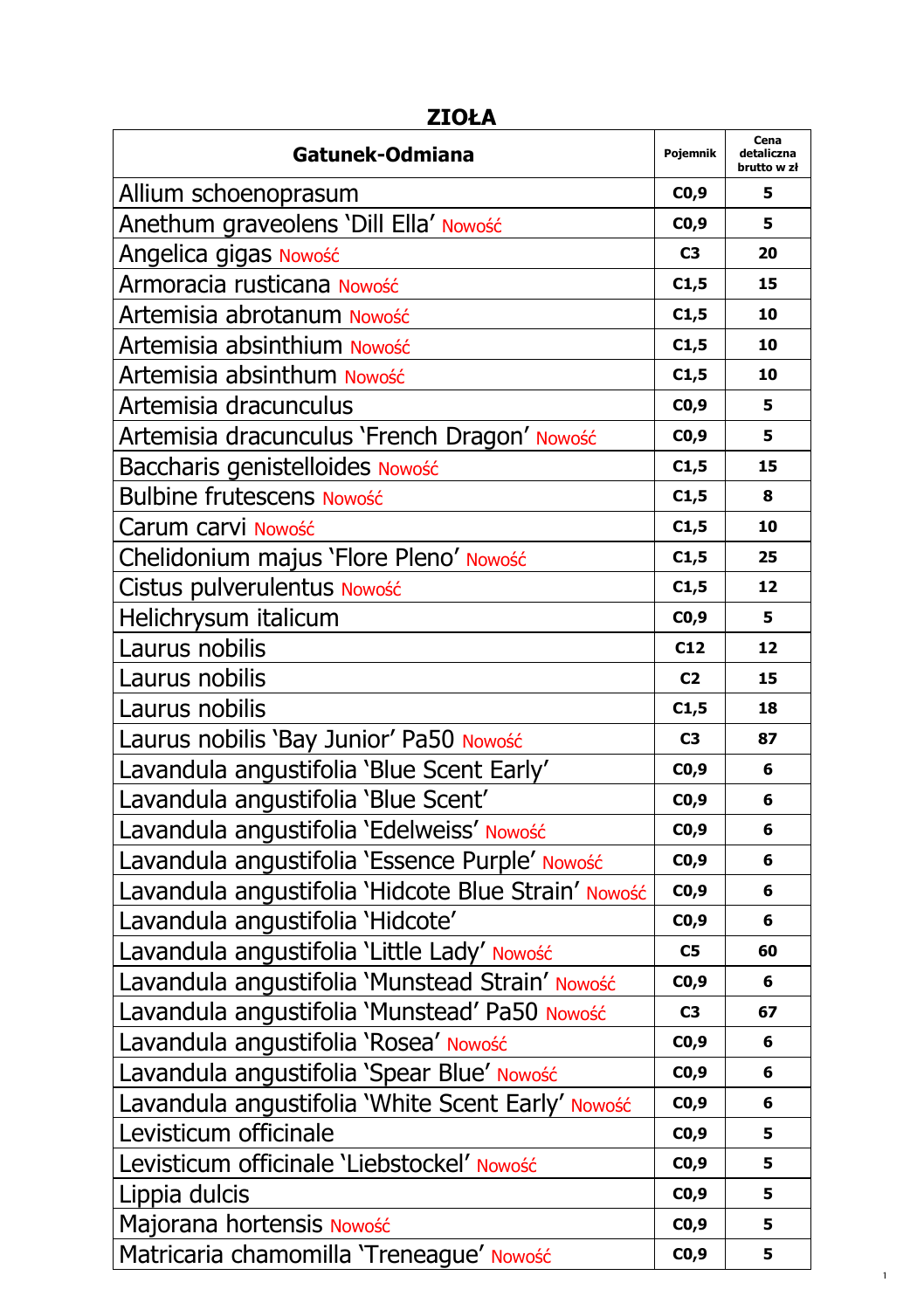# ZIOŁA

| Gatunek-Odmiana | Pojemnik | Cena detaliczna brutto w zł |
|---|---|---|
| Allium schoenoprasum | C0,9 | 5 |
| Anethum graveolens 'Dill Ella' Nowość | C0,9 | 5 |
| Angelica gigas Nowość | C3 | 20 |
| Armoracia rusticana Nowość | C1,5 | 15 |
| Artemisia abrotanum Nowość | C1,5 | 10 |
| Artemisia absinthium Nowość | C1,5 | 10 |
| Artemisia absinthum Nowość | C1,5 | 10 |
| Artemisia dracunculus | C0,9 | 5 |
| Artemisia dracunculus 'French Dragon' Nowość | C0,9 | 5 |
| Baccharis genistelloides Nowość | C1,5 | 15 |
| Bulbine frutescens Nowość | C1,5 | 8 |
| Carum carvi Nowość | C1,5 | 10 |
| Chelidonium majus 'Flore Pleno' Nowość | C1,5 | 25 |
| Cistus pulverulentus Nowość | C1,5 | 12 |
| Helichrysum italicum | C0,9 | 5 |
| Laurus nobilis | C12 | 12 |
| Laurus nobilis | C2 | 15 |
| Laurus nobilis | C1,5 | 18 |
| Laurus nobilis 'Bay Junior' Pa50 Nowość | C3 | 87 |
| Lavandula angustifolia 'Blue Scent Early' | C0,9 | 6 |
| Lavandula angustifolia 'Blue Scent' | C0,9 | 6 |
| Lavandula angustifolia 'Edelweiss' Nowość | C0,9 | 6 |
| Lavandula angustifolia 'Essence Purple' Nowość | C0,9 | 6 |
| Lavandula angustifolia 'Hidcote Blue Strain' Nowość | C0,9 | 6 |
| Lavandula angustifolia 'Hidcote' | C0,9 | 6 |
| Lavandula angustifolia 'Little Lady' Nowość | C5 | 60 |
| Lavandula angustifolia 'Munstead Strain' Nowość | C0,9 | 6 |
| Lavandula angustifolia 'Munstead' Pa50 Nowość | C3 | 67 |
| Lavandula angustifolia 'Rosea' Nowość | C0,9 | 6 |
| Lavandula angustifolia 'Spear Blue' Nowość | C0,9 | 6 |
| Lavandula angustifolia 'White Scent Early' Nowość | C0,9 | 6 |
| Levisticum officinale | C0,9 | 5 |
| Levisticum officinale 'Liebstockel' Nowość | C0,9 | 5 |
| Lippia dulcis | C0,9 | 5 |
| Majorana hortensis Nowość | C0,9 | 5 |
| Matricaria chamomilla 'Treneague' Nowość | C0,9 | 5 |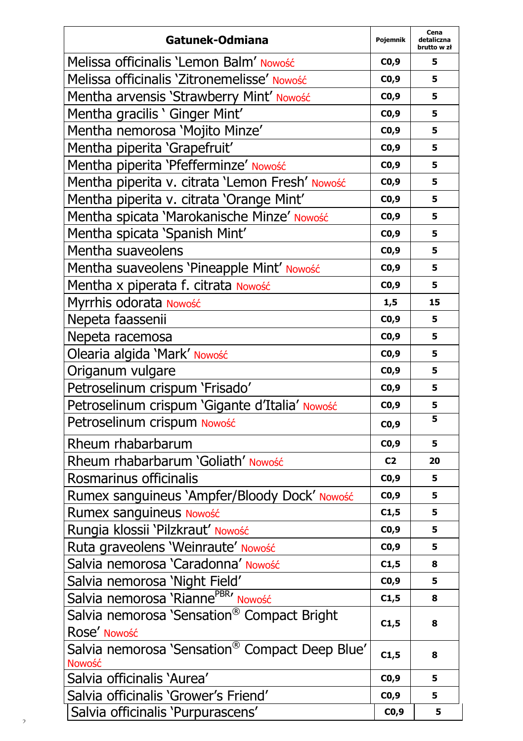| Gatunek-Odmiana | Pojemnik | Cena detaliczna brutto w zł |
|---|---|---|
| Melissa officinalis 'Lemon Balm' Nowość | C0,9 | 5 |
| Melissa officinalis 'Zitronemelisse' Nowość | C0,9 | 5 |
| Mentha arvensis 'Strawberry Mint' Nowość | C0,9 | 5 |
| Mentha gracilis ' Ginger Mint' | C0,9 | 5 |
| Mentha nemorosa 'Mojito Minze' | C0,9 | 5 |
| Mentha piperita 'Grapefruit' | C0,9 | 5 |
| Mentha piperita 'Pfefferminze' Nowość | C0,9 | 5 |
| Mentha piperita v. citrata 'Lemon Fresh' Nowość | C0,9 | 5 |
| Mentha piperita v. citrata 'Orange Mint' | C0,9 | 5 |
| Mentha spicata 'Marokanische Minze' Nowość | C0,9 | 5 |
| Mentha spicata 'Spanish Mint' | C0,9 | 5 |
| Mentha suaveolens | C0,9 | 5 |
| Mentha suaveolens 'Pineapple Mint' Nowość | C0,9 | 5 |
| Mentha x piperata f. citrata Nowość | C0,9 | 5 |
| Myrrhis odorata Nowość | 1,5 | 15 |
| Nepeta faassenii | C0,9 | 5 |
| Nepeta racemosa | C0,9 | 5 |
| Olearia algida 'Mark' Nowość | C0,9 | 5 |
| Origanum vulgare | C0,9 | 5 |
| Petroselinum crispum 'Frisado' | C0,9 | 5 |
| Petroselinum crispum 'Gigante d'Italia' Nowość | C0,9 | 5 |
| Petroselinum crispum Nowość | C0,9 | 5 |
| Rheum rhabarbarum | C0,9 | 5 |
| Rheum rhabarbarum 'Goliath' Nowość | C2 | 20 |
| Rosmarinus officinalis | C0,9 | 5 |
| Rumex sanguineus 'Ampfer/Bloody Dock' Nowość | C0,9 | 5 |
| Rumex sanguineus Nowość | C1,5 | 5 |
| Rungia klossii 'Pilzkraut' Nowość | C0,9 | 5 |
| Ruta graveolens 'Weinraute' Nowość | C0,9 | 5 |
| Salvia nemorosa 'Caradonna' Nowość | C1,5 | 8 |
| Salvia nemorosa 'Night Field' | C0,9 | 5 |
| Salvia nemorosa 'Rianne[PBR]' Nowość | C1,5 | 8 |
| Salvia nemorosa 'Sensation® Compact Bright Rose' Nowość | C1,5 | 8 |
| Salvia nemorosa 'Sensation® Compact Deep Blue' Nowość | C1,5 | 8 |
| Salvia officinalis 'Aurea' | C0,9 | 5 |
| Salvia officinalis 'Grower's Friend' | C0,9 | 5 |
| Salvia officinalis 'Purpurascens' | C0,9 | 5 |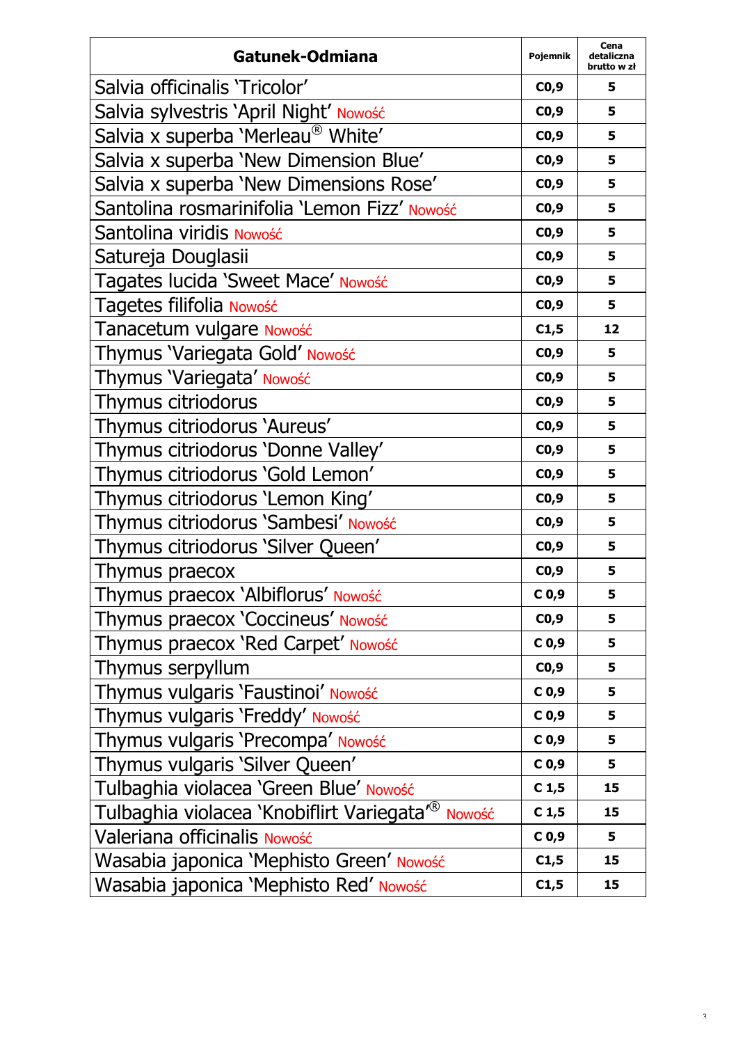| Gatunek-Odmiana | Pojemnik | Cena detaliczna brutto w zł |
|---|---|---|
| Salvia officinalis ‘Tricolor’ | C0,9 | 5 |
| Salvia sylvestris ‘April Night’ Nowość | C0,9 | 5 |
| Salvia x superba ‘Merleau® White’ | C0,9 | 5 |
| Salvia x superba ‘New Dimension Blue’ | C0,9 | 5 |
| Salvia x superba ‘New Dimensions Rose’ | C0,9 | 5 |
| Santolina rosmarinifolia ‘Lemon Fizz’ Nowość | C0,9 | 5 |
| Santolina viridis Nowość | C0,9 | 5 |
| Satureja Douglasii | C0,9 | 5 |
| Tagates lucida ‘Sweet Mace’ Nowość | C0,9 | 5 |
| Tagetes filifolia Nowość | C0,9 | 5 |
| Tanacetum vulgare Nowość | C1,5 | 12 |
| Thymus ‘Variegata Gold’ Nowość | C0,9 | 5 |
| Thymus ‘Variegata’ Nowość | C0,9 | 5 |
| Thymus citriodorus | C0,9 | 5 |
| Thymus citriodorus ‘Aureus’ | C0,9 | 5 |
| Thymus citriodorus ‘Donne Valley’ | C0,9 | 5 |
| Thymus citriodorus ‘Gold Lemon’ | C0,9 | 5 |
| Thymus citriodorus ‘Lemon King’ | C0,9 | 5 |
| Thymus citriodorus ‘Sambesi’ Nowość | C0,9 | 5 |
| Thymus citriodorus ‘Silver Queen’ | C0,9 | 5 |
| Thymus praecox | C0,9 | 5 |
| Thymus praecox ‘Albiflorus’ Nowość | C 0,9 | 5 |
| Thymus praecox ‘Coccineus’ Nowość | C0,9 | 5 |
| Thymus praecox ‘Red Carpet’ Nowość | C 0,9 | 5 |
| Thymus serpyllum | C0,9 | 5 |
| Thymus vulgaris ‘Faustinoi’ Nowość | C 0,9 | 5 |
| Thymus vulgaris ‘Freddy’ Nowość | C 0,9 | 5 |
| Thymus vulgaris ‘Precompa’ Nowość | C 0,9 | 5 |
| Thymus vulgaris ‘Silver Queen’ | C 0,9 | 5 |
| Tulbaghia violacea ‘Green Blue’ Nowość | C 1,5 | 15 |
| Tulbaghia violacea ‘Knobiflirt Variegata’® Nowość | C 1,5 | 15 |
| Valeriana officinalis Nowość | C 0,9 | 5 |
| Wasabia japonica ‘Mephisto Green’ Nowość | C1,5 | 15 |
| Wasabia japonica ‘Mephisto Red’ Nowość | C1,5 | 15 |